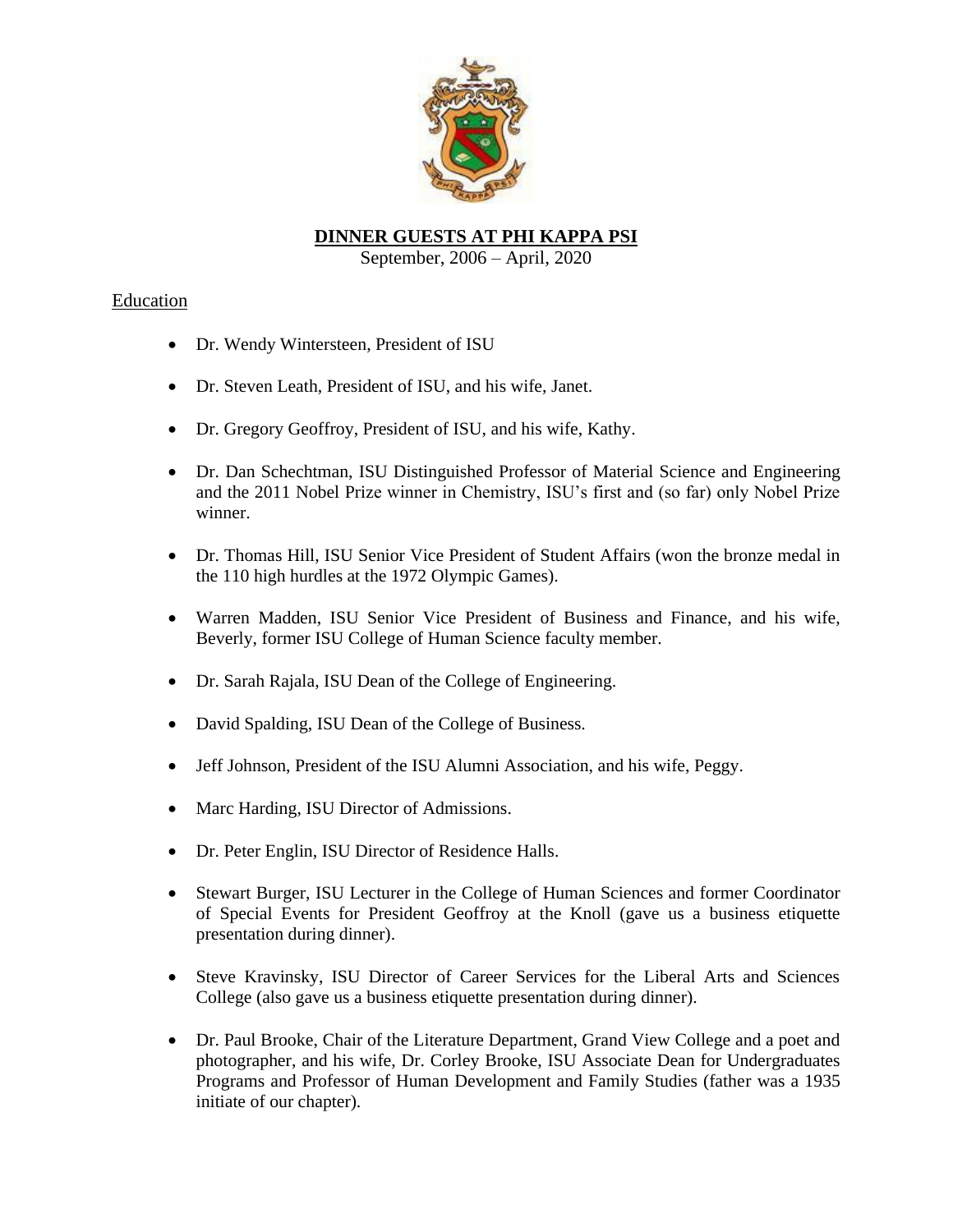# DINNER GUESTS AT PHI KAPPA PSI

September, 2006 – April, 2020

## Education

- Dr. Wendy Wintersteen, President of ISU
- Dr. Steven Leath, President of ISU, and his wife, Janet.
- Dr. Gregory Geoffroy, President of ISU, and his wife, Kathy.
- Dr. Dan Schechtman, ISU Distinguished Professor of Material Science and Engineering and the 2011 Nobel Prize winner in Chemistry, ISU's first and (so far) only Nobel Prize winner.
- Dr. Thomas Hill, ISU Senior Vice President of Student Affairs (won the bronze medal in the 110 high hurdles at the 1972 Olympic Games).
- Warren Madden, ISU Senior Vice President of Business and Finance, and his wife, Beverly, former ISU College of Human Science faculty member.
- Dr. Sarah Rajala, ISU Dean of the College of Engineering.
- David Spalding, ISU Dean of the College of Business.
- Jeff Johnson, President of the ISU Alumni Association, and his wife, Peggy.
- Marc Harding, ISU Director of Admissions.
- Dr. Peter Englin, ISU Director of Residence Halls.
- Stewart Burger, ISU Lecturer in the College of Human Sciences and former Coordinator of Special Events for President Geoffroy at the Knoll (gave us a business etiquette presentation during dinner).
- Steve Kravinsky, ISU Director of Career Services for the Liberal Arts and Sciences College (also gave us a business etiquette presentation during dinner).
- Dr. Paul Brooke, Chair of the Literature Department, Grand View College and a poet and photographer, and his wife, Dr. Corley Brooke, ISU Associate Dean for Undergraduates Programs and Professor of Human Development and Family Studies (father was a 1935 initiate of our chapter).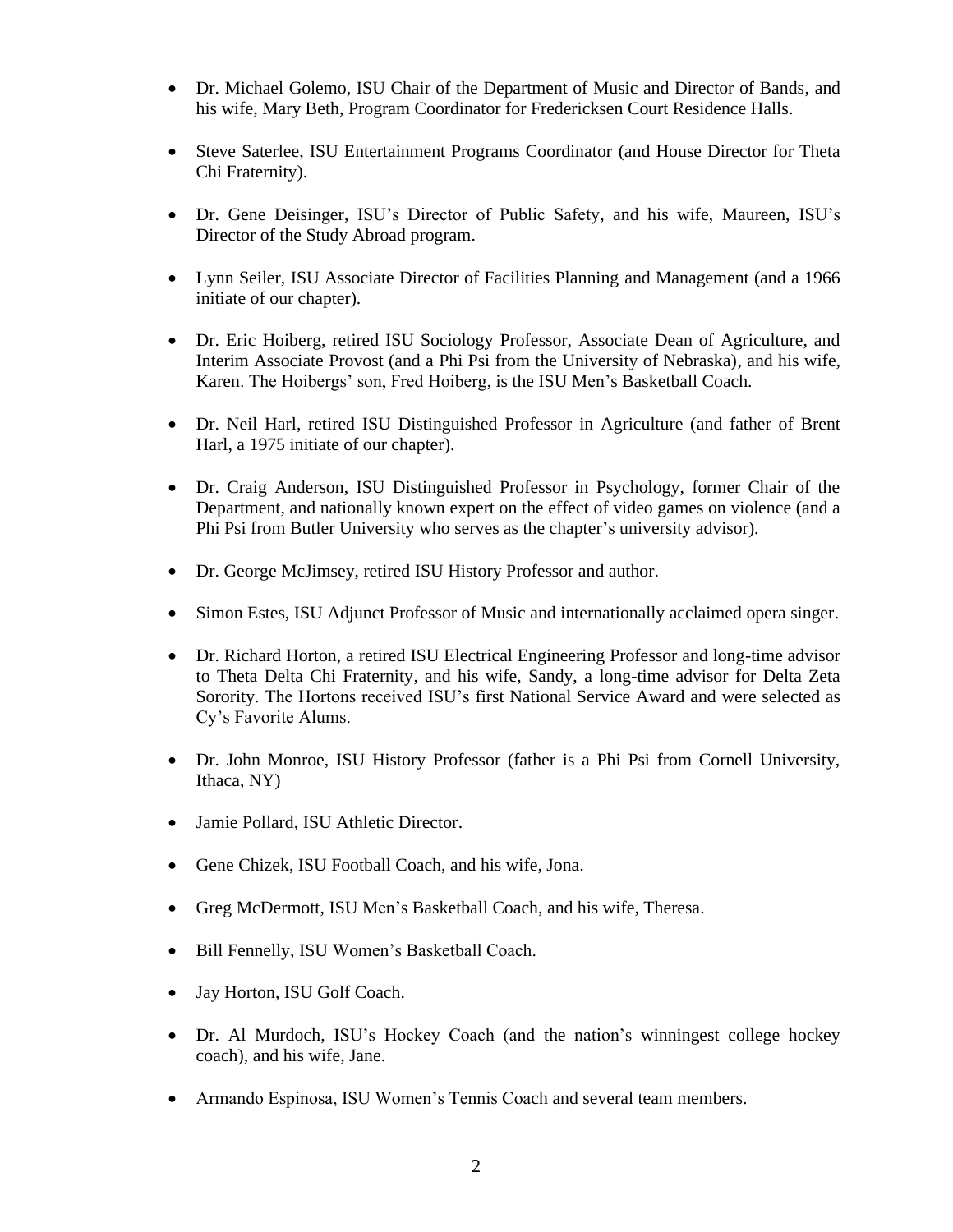- Dr. Michael Golemo, ISU Chair of the Department of Music and Director of Bands, and his wife, Mary Beth, Program Coordinator for Fredericksen Court Residence Halls.

- Steve Saterlee, ISU Entertainment Programs Coordinator (and House Director for Theta Chi Fraternity).

- Dr. Gene Deisinger, ISU's Director of Public Safety, and his wife, Maureen, ISU's Director of the Study Abroad program.

- Lynn Seiler, ISU Associate Director of Facilities Planning and Management (and a 1966 initiate of our chapter).

- Dr. Eric Hoiberg, retired ISU Sociology Professor, Associate Dean of Agriculture, and Interim Associate Provost (and a Phi Psi from the University of Nebraska), and his wife, Karen. The Hoibergs' son, Fred Hoiberg, is the ISU Men's Basketball Coach.

- Dr. Neil Harl, retired ISU Distinguished Professor in Agriculture (and father of Brent Harl, a 1975 initiate of our chapter).

- Dr. Craig Anderson, ISU Distinguished Professor in Psychology, former Chair of the Department, and nationally known expert on the effect of video games on violence (and a Phi Psi from Butler University who serves as the chapter's university advisor).

- Dr. George McJimsey, retired ISU History Professor and author.

- Simon Estes, ISU Adjunct Professor of Music and internationally acclaimed opera singer.

- Dr. Richard Horton, a retired ISU Electrical Engineering Professor and long-time advisor to Theta Delta Chi Fraternity, and his wife, Sandy, a long-time advisor for Delta Zeta Sorority. The Hortons received ISU's first National Service Award and were selected as Cy's Favorite Alums.

- Dr. John Monroe, ISU History Professor (father is a Phi Psi from Cornell University, Ithaca, NY)

- Jamie Pollard, ISU Athletic Director.

- Gene Chizek, ISU Football Coach, and his wife, Jona.

- Greg McDermott, ISU Men's Basketball Coach, and his wife, Theresa.

- Bill Fennelly, ISU Women's Basketball Coach.

- Jay Horton, ISU Golf Coach.

- Dr. Al Murdoch, ISU's Hockey Coach (and the nation's winningest college hockey coach), and his wife, Jane.

- Armando Espinosa, ISU Women's Tennis Coach and several team members.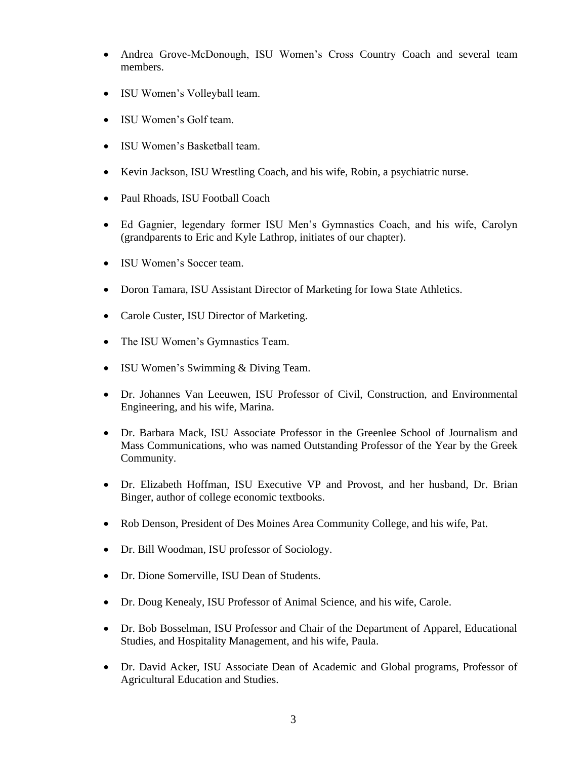- Andrea Grove-McDonough, ISU Women's Cross Country Coach and several team members.

- ISU Women's Volleyball team.

- ISU Women's Golf team.

- ISU Women's Basketball team.

- Kevin Jackson, ISU Wrestling Coach, and his wife, Robin, a psychiatric nurse.

- Paul Rhoads, ISU Football Coach

- Ed Gagnier, legendary former ISU Men's Gymnastics Coach, and his wife, Carolyn (grandparents to Eric and Kyle Lathrop, initiates of our chapter).

- ISU Women's Soccer team.

- Doron Tamara, ISU Assistant Director of Marketing for Iowa State Athletics.

- Carole Custer, ISU Director of Marketing.

- The ISU Women's Gymnastics Team.

- ISU Women's Swimming & Diving Team.

- Dr. Johannes Van Leeuwen, ISU Professor of Civil, Construction, and Environmental Engineering, and his wife, Marina.

- Dr. Barbara Mack, ISU Associate Professor in the Greenlee School of Journalism and Mass Communications, who was named Outstanding Professor of the Year by the Greek Community.

- Dr. Elizabeth Hoffman, ISU Executive VP and Provost, and her husband, Dr. Brian Binger, author of college economic textbooks.

- Rob Denson, President of Des Moines Area Community College, and his wife, Pat.

- Dr. Bill Woodman, ISU professor of Sociology.

- Dr. Dione Somerville, ISU Dean of Students.

- Dr. Doug Kenealy, ISU Professor of Animal Science, and his wife, Carole.

- Dr. Bob Bosselman, ISU Professor and Chair of the Department of Apparel, Educational Studies, and Hospitality Management, and his wife, Paula.

- Dr. David Acker, ISU Associate Dean of Academic and Global programs, Professor of Agricultural Education and Studies.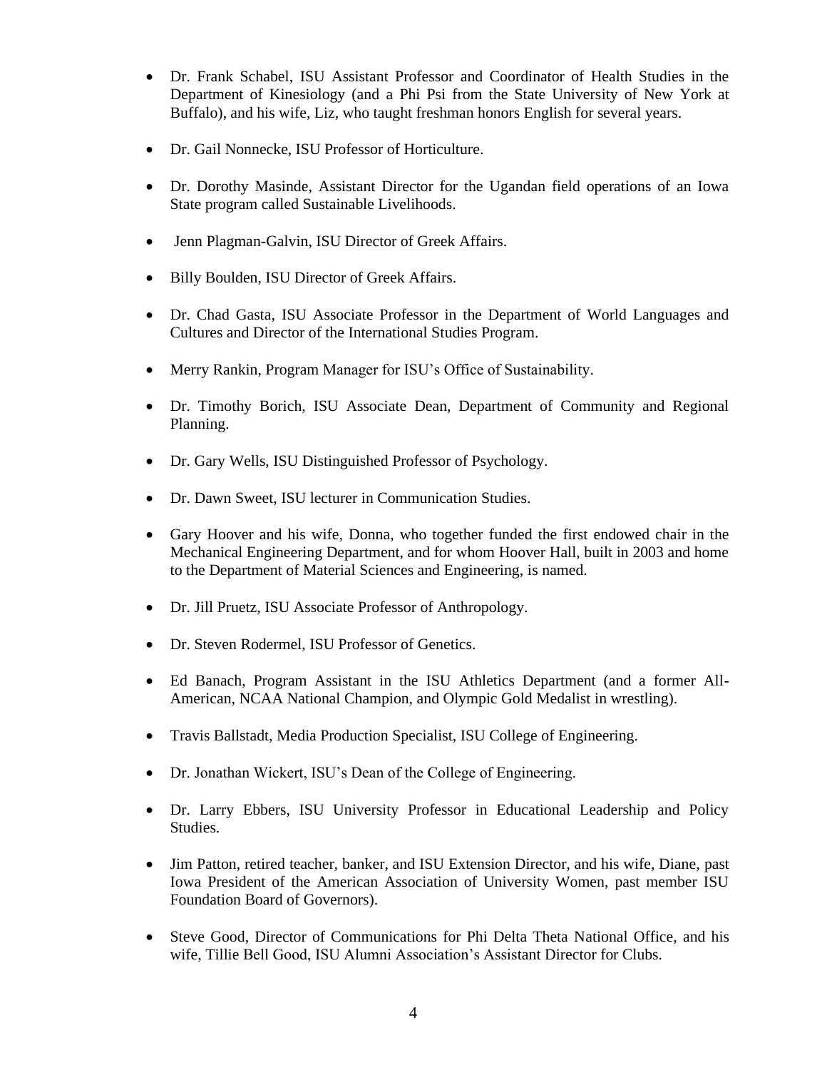- Dr. Frank Schabel, ISU Assistant Professor and Coordinator of Health Studies in the Department of Kinesiology (and a Phi Psi from the State University of New York at Buffalo), and his wife, Liz, who taught freshman honors English for several years.

- Dr. Gail Nonnecke, ISU Professor of Horticulture.

- Dr. Dorothy Masinde, Assistant Director for the Ugandan field operations of an Iowa State program called Sustainable Livelihoods.

- Jenn Plagman-Galvin, ISU Director of Greek Affairs.

- Billy Boulden, ISU Director of Greek Affairs.

- Dr. Chad Gasta, ISU Associate Professor in the Department of World Languages and Cultures and Director of the International Studies Program.

- Merry Rankin, Program Manager for ISU's Office of Sustainability.

- Dr. Timothy Borich, ISU Associate Dean, Department of Community and Regional Planning.

- Dr. Gary Wells, ISU Distinguished Professor of Psychology.

- Dr. Dawn Sweet, ISU lecturer in Communication Studies.

- Gary Hoover and his wife, Donna, who together funded the first endowed chair in the Mechanical Engineering Department, and for whom Hoover Hall, built in 2003 and home to the Department of Material Sciences and Engineering, is named.

- Dr. Jill Pruetz, ISU Associate Professor of Anthropology.

- Dr. Steven Rodermel, ISU Professor of Genetics.

- Ed Banach, Program Assistant in the ISU Athletics Department (and a former All-American, NCAA National Champion, and Olympic Gold Medalist in wrestling).

- Travis Ballstadt, Media Production Specialist, ISU College of Engineering.

- Dr. Jonathan Wickert, ISU's Dean of the College of Engineering.

- Dr. Larry Ebbers, ISU University Professor in Educational Leadership and Policy Studies.

- Jim Patton, retired teacher, banker, and ISU Extension Director, and his wife, Diane, past Iowa President of the American Association of University Women, past member ISU Foundation Board of Governors).

- Steve Good, Director of Communications for Phi Delta Theta National Office, and his wife, Tillie Bell Good, ISU Alumni Association's Assistant Director for Clubs.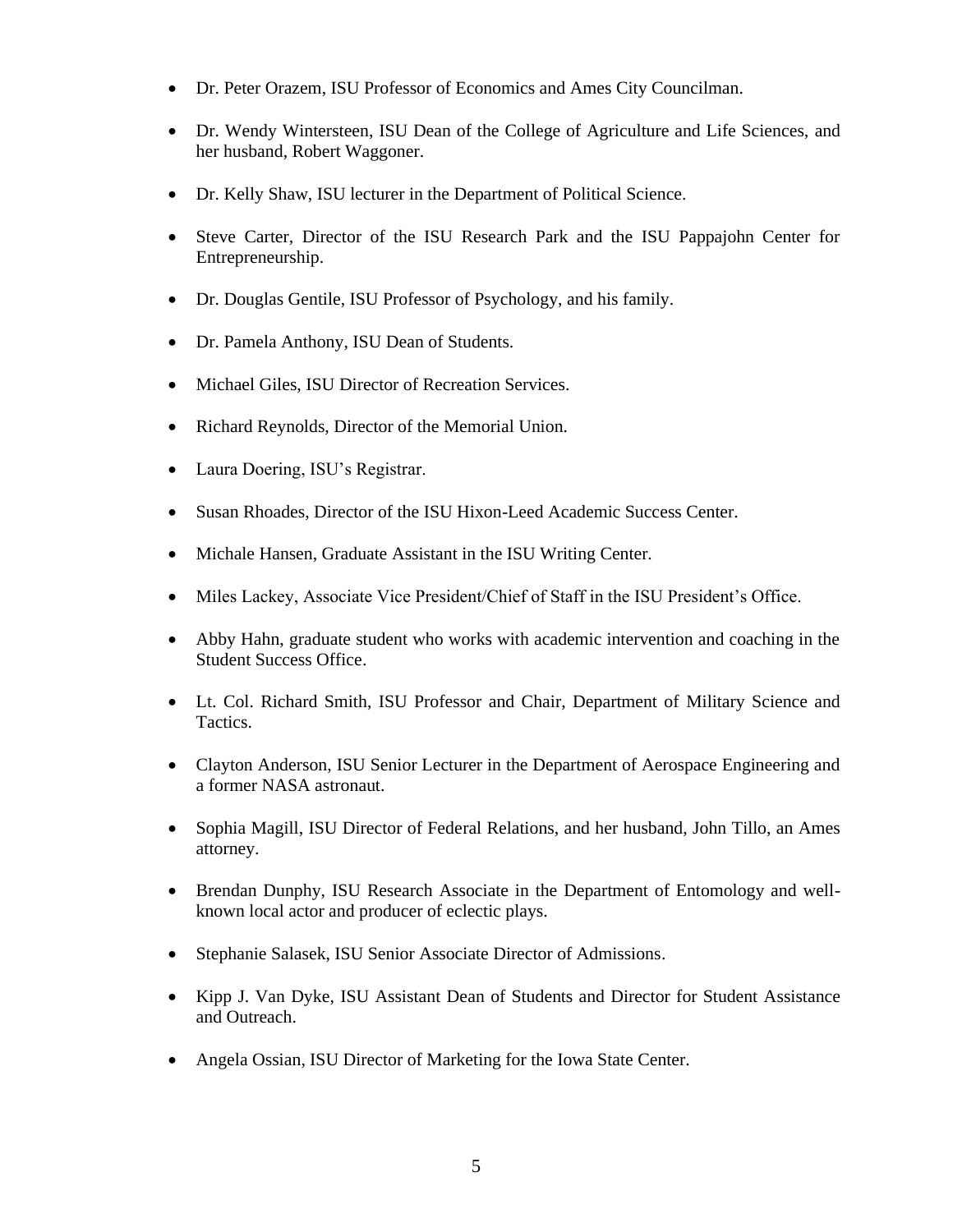- Dr. Peter Orazem, ISU Professor of Economics and Ames City Councilman.
- Dr. Wendy Wintersteen, ISU Dean of the College of Agriculture and Life Sciences, and her husband, Robert Waggoner.
- Dr. Kelly Shaw, ISU lecturer in the Department of Political Science.
- Steve Carter, Director of the ISU Research Park and the ISU Pappajohn Center for Entrepreneurship.
- Dr. Douglas Gentile, ISU Professor of Psychology, and his family.
- Dr. Pamela Anthony, ISU Dean of Students.
- Michael Giles, ISU Director of Recreation Services.
- Richard Reynolds, Director of the Memorial Union.
- Laura Doering, ISU's Registrar.
- Susan Rhoades, Director of the ISU Hixon-Leed Academic Success Center.
- Michale Hansen, Graduate Assistant in the ISU Writing Center.
- Miles Lackey, Associate Vice President/Chief of Staff in the ISU President's Office.
- Abby Hahn, graduate student who works with academic intervention and coaching in the Student Success Office.
- Lt. Col. Richard Smith, ISU Professor and Chair, Department of Military Science and Tactics.
- Clayton Anderson, ISU Senior Lecturer in the Department of Aerospace Engineering and a former NASA astronaut.
- Sophia Magill, ISU Director of Federal Relations, and her husband, John Tillo, an Ames attorney.
- Brendan Dunphy, ISU Research Associate in the Department of Entomology and well-known local actor and producer of eclectic plays.
- Stephanie Salasek, ISU Senior Associate Director of Admissions.
- Kipp J. Van Dyke, ISU Assistant Dean of Students and Director for Student Assistance and Outreach.
- Angela Ossian, ISU Director of Marketing for the Iowa State Center.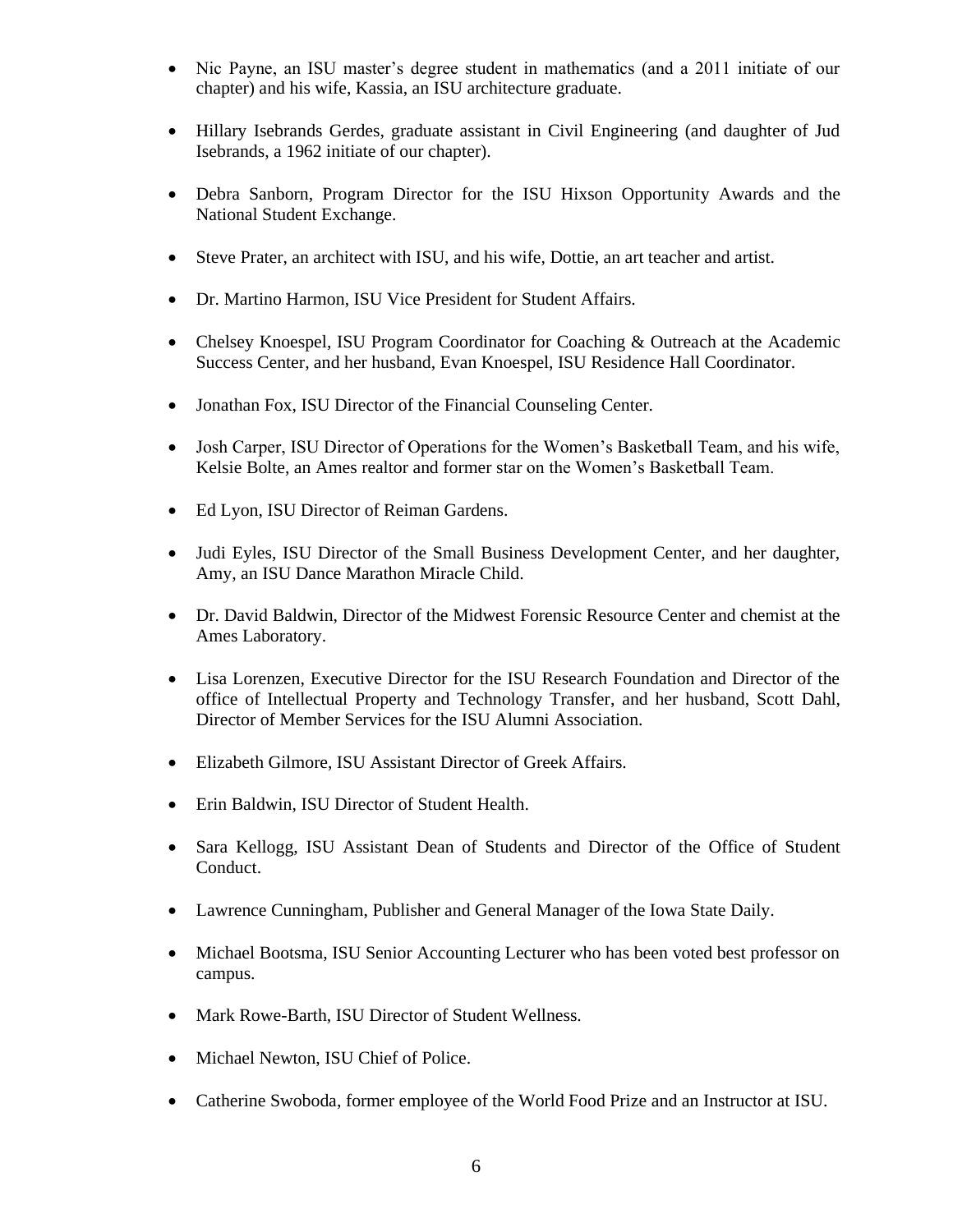- Nic Payne, an ISU master's degree student in mathematics (and a 2011 initiate of our chapter) and his wife, Kassia, an ISU architecture graduate.

- Hillary Isebrands Gerdes, graduate assistant in Civil Engineering (and daughter of Jud Isebrands, a 1962 initiate of our chapter).

- Debra Sanborn, Program Director for the ISU Hixson Opportunity Awards and the National Student Exchange.

- Steve Prater, an architect with ISU, and his wife, Dottie, an art teacher and artist.

- Dr. Martino Harmon, ISU Vice President for Student Affairs.

- Chelsey Knoespel, ISU Program Coordinator for Coaching & Outreach at the Academic Success Center, and her husband, Evan Knoespel, ISU Residence Hall Coordinator.

- Jonathan Fox, ISU Director of the Financial Counseling Center.

- Josh Carper, ISU Director of Operations for the Women's Basketball Team, and his wife, Kelsie Bolte, an Ames realtor and former star on the Women's Basketball Team.

- Ed Lyon, ISU Director of Reiman Gardens.

- Judi Eyles, ISU Director of the Small Business Development Center, and her daughter, Amy, an ISU Dance Marathon Miracle Child.

- Dr. David Baldwin, Director of the Midwest Forensic Resource Center and chemist at the Ames Laboratory.

- Lisa Lorenzen, Executive Director for the ISU Research Foundation and Director of the office of Intellectual Property and Technology Transfer, and her husband, Scott Dahl, Director of Member Services for the ISU Alumni Association.

- Elizabeth Gilmore, ISU Assistant Director of Greek Affairs.

- Erin Baldwin, ISU Director of Student Health.

- Sara Kellogg, ISU Assistant Dean of Students and Director of the Office of Student Conduct.

- Lawrence Cunningham, Publisher and General Manager of the Iowa State Daily.

- Michael Bootsma, ISU Senior Accounting Lecturer who has been voted best professor on campus.

- Mark Rowe-Barth, ISU Director of Student Wellness.

- Michael Newton, ISU Chief of Police.

- Catherine Swoboda, former employee of the World Food Prize and an Instructor at ISU.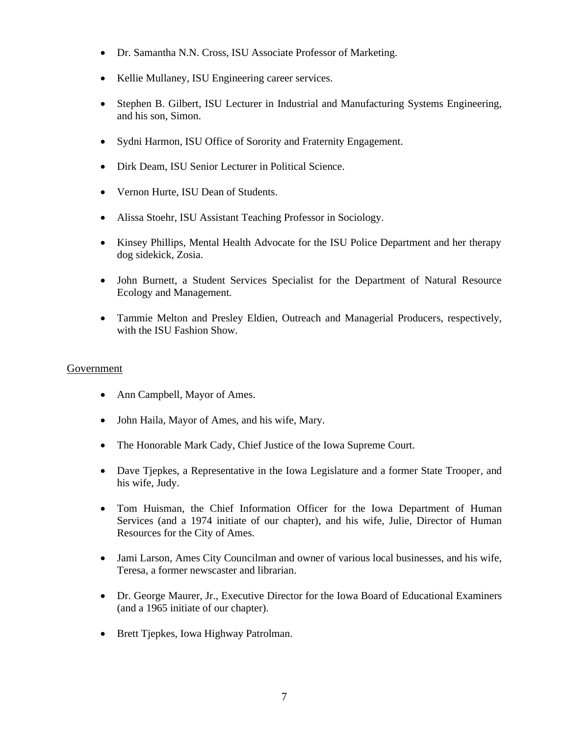- Dr. Samantha N.N. Cross, ISU Associate Professor of Marketing.
- Kellie Mullaney, ISU Engineering career services.
- Stephen B. Gilbert, ISU Lecturer in Industrial and Manufacturing Systems Engineering, and his son, Simon.
- Sydni Harmon, ISU Office of Sorority and Fraternity Engagement.
- Dirk Deam, ISU Senior Lecturer in Political Science.
- Vernon Hurte, ISU Dean of Students.
- Alissa Stoehr, ISU Assistant Teaching Professor in Sociology.
- Kinsey Phillips, Mental Health Advocate for the ISU Police Department and her therapy dog sidekick, Zosia.
- John Burnett, a Student Services Specialist for the Department of Natural Resource Ecology and Management.
- Tammie Melton and Presley Eldien, Outreach and Managerial Producers, respectively, with the ISU Fashion Show.

<u>Government</u>

- Ann Campbell, Mayor of Ames.
- John Haila, Mayor of Ames, and his wife, Mary.
- The Honorable Mark Cady, Chief Justice of the Iowa Supreme Court.
- Dave Tjepkes, a Representative in the Iowa Legislature and a former State Trooper, and his wife, Judy.
- Tom Huisman, the Chief Information Officer for the Iowa Department of Human Services (and a 1974 initiate of our chapter), and his wife, Julie, Director of Human Resources for the City of Ames.
- Jami Larson, Ames City Councilman and owner of various local businesses, and his wife, Teresa, a former newscaster and librarian.
- Dr. George Maurer, Jr., Executive Director for the Iowa Board of Educational Examiners (and a 1965 initiate of our chapter).
- Brett Tjepkes, Iowa Highway Patrolman.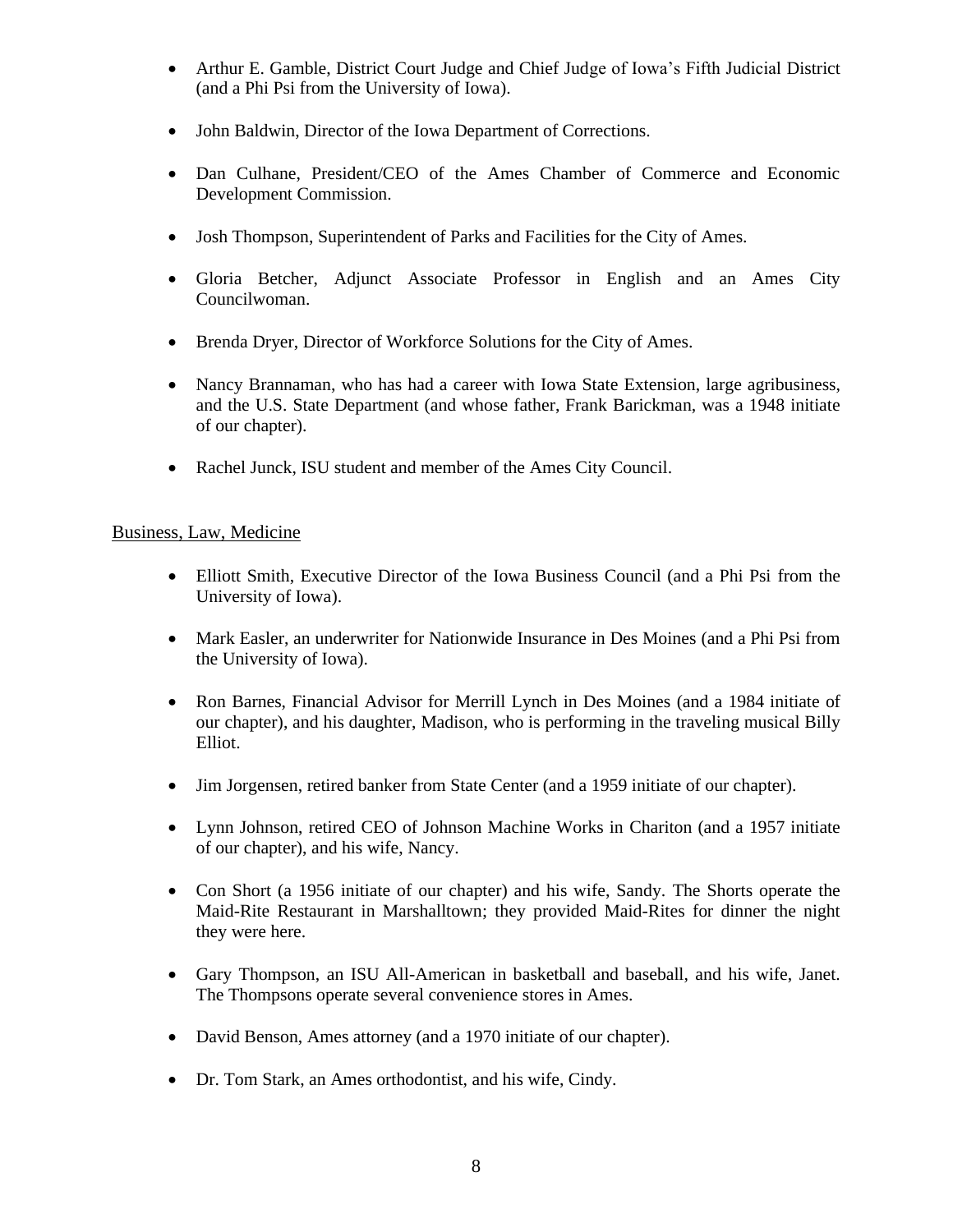- Arthur E. Gamble, District Court Judge and Chief Judge of Iowa's Fifth Judicial District (and a Phi Psi from the University of Iowa).

- John Baldwin, Director of the Iowa Department of Corrections.

- Dan Culhane, President/CEO of the Ames Chamber of Commerce and Economic Development Commission.

- Josh Thompson, Superintendent of Parks and Facilities for the City of Ames.

- Gloria Betcher, Adjunct Associate Professor in English and an Ames City Councilwoman.

- Brenda Dryer, Director of Workforce Solutions for the City of Ames.

- Nancy Brannaman, who has had a career with Iowa State Extension, large agribusiness, and the U.S. State Department (and whose father, Frank Barickman, was a 1948 initiate of our chapter).

- Rachel Junck, ISU student and member of the Ames City Council.

<u>Business, Law, Medicine</u>

- Elliott Smith, Executive Director of the Iowa Business Council (and a Phi Psi from the University of Iowa).

- Mark Easler, an underwriter for Nationwide Insurance in Des Moines (and a Phi Psi from the University of Iowa).

- Ron Barnes, Financial Advisor for Merrill Lynch in Des Moines (and a 1984 initiate of our chapter), and his daughter, Madison, who is performing in the traveling musical Billy Elliot.

- Jim Jorgensen, retired banker from State Center (and a 1959 initiate of our chapter).

- Lynn Johnson, retired CEO of Johnson Machine Works in Chariton (and a 1957 initiate of our chapter), and his wife, Nancy.

- Con Short (a 1956 initiate of our chapter) and his wife, Sandy. The Shorts operate the Maid-Rite Restaurant in Marshalltown; they provided Maid-Rites for dinner the night they were here.

- Gary Thompson, an ISU All-American in basketball and baseball, and his wife, Janet. The Thompsons operate several convenience stores in Ames.

- David Benson, Ames attorney (and a 1970 initiate of our chapter).

- Dr. Tom Stark, an Ames orthodontist, and his wife, Cindy.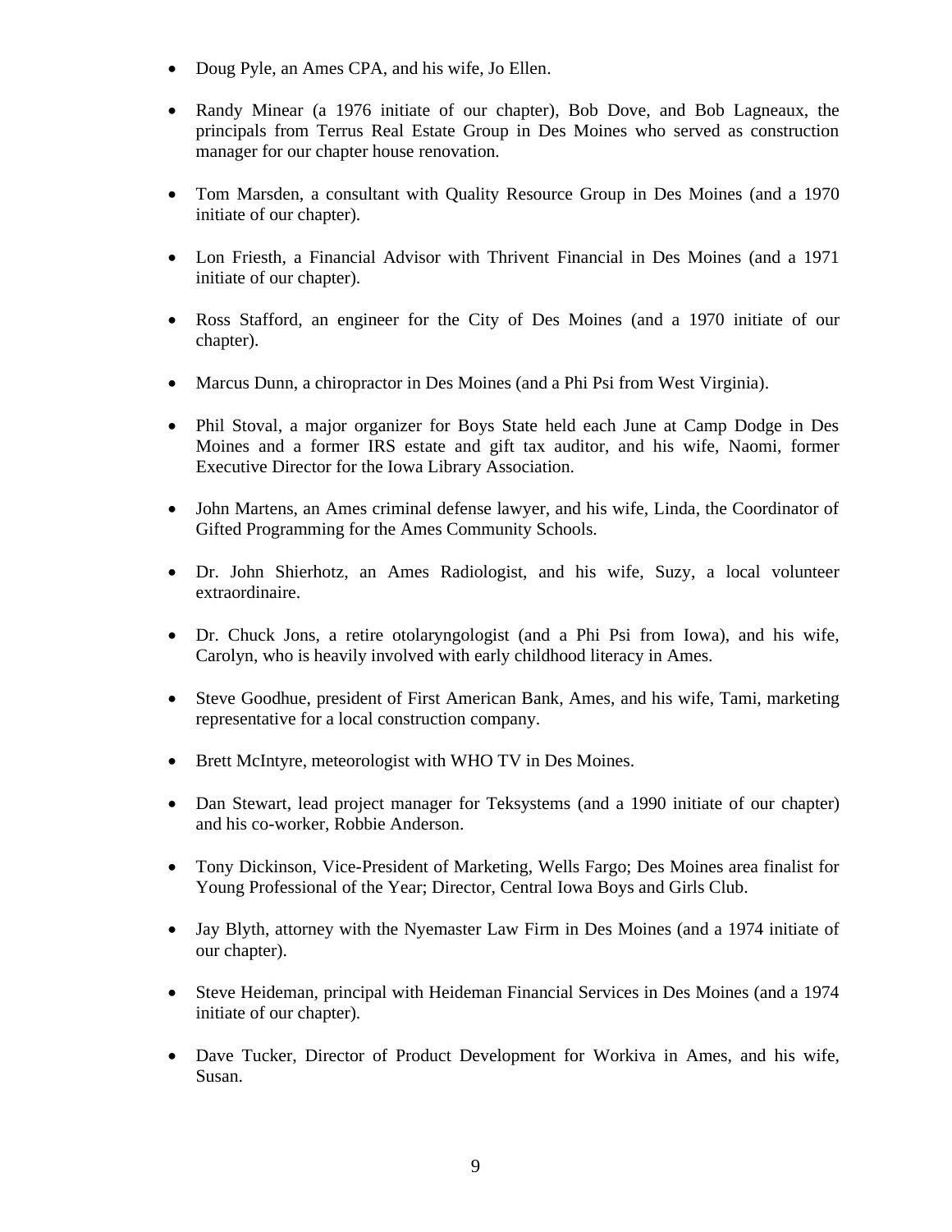- Doug Pyle, an Ames CPA, and his wife, Jo Ellen.
- Randy Minear (a 1976 initiate of our chapter), Bob Dove, and Bob Lagneaux, the principals from Terrus Real Estate Group in Des Moines who served as construction manager for our chapter house renovation.
- Tom Marsden, a consultant with Quality Resource Group in Des Moines (and a 1970 initiate of our chapter).
- Lon Friesth, a Financial Advisor with Thrivent Financial in Des Moines (and a 1971 initiate of our chapter).
- Ross Stafford, an engineer for the City of Des Moines (and a 1970 initiate of our chapter).
- Marcus Dunn, a chiropractor in Des Moines (and a Phi Psi from West Virginia).
- Phil Stoval, a major organizer for Boys State held each June at Camp Dodge in Des Moines and a former IRS estate and gift tax auditor, and his wife, Naomi, former Executive Director for the Iowa Library Association.
- John Martens, an Ames criminal defense lawyer, and his wife, Linda, the Coordinator of Gifted Programming for the Ames Community Schools.
- Dr. John Shierhotz, an Ames Radiologist, and his wife, Suzy, a local volunteer extraordinaire.
- Dr. Chuck Jons, a retire otolaryngologist (and a Phi Psi from Iowa), and his wife, Carolyn, who is heavily involved with early childhood literacy in Ames.
- Steve Goodhue, president of First American Bank, Ames, and his wife, Tami, marketing representative for a local construction company.
- Brett McIntyre, meteorologist with WHO TV in Des Moines.
- Dan Stewart, lead project manager for Teksystems (and a 1990 initiate of our chapter) and his co-worker, Robbie Anderson.
- Tony Dickinson, Vice-President of Marketing, Wells Fargo; Des Moines area finalist for Young Professional of the Year; Director, Central Iowa Boys and Girls Club.
- Jay Blyth, attorney with the Nyemaster Law Firm in Des Moines (and a 1974 initiate of our chapter).
- Steve Heideman, principal with Heideman Financial Services in Des Moines (and a 1974 initiate of our chapter).
- Dave Tucker, Director of Product Development for Workiva in Ames, and his wife, Susan.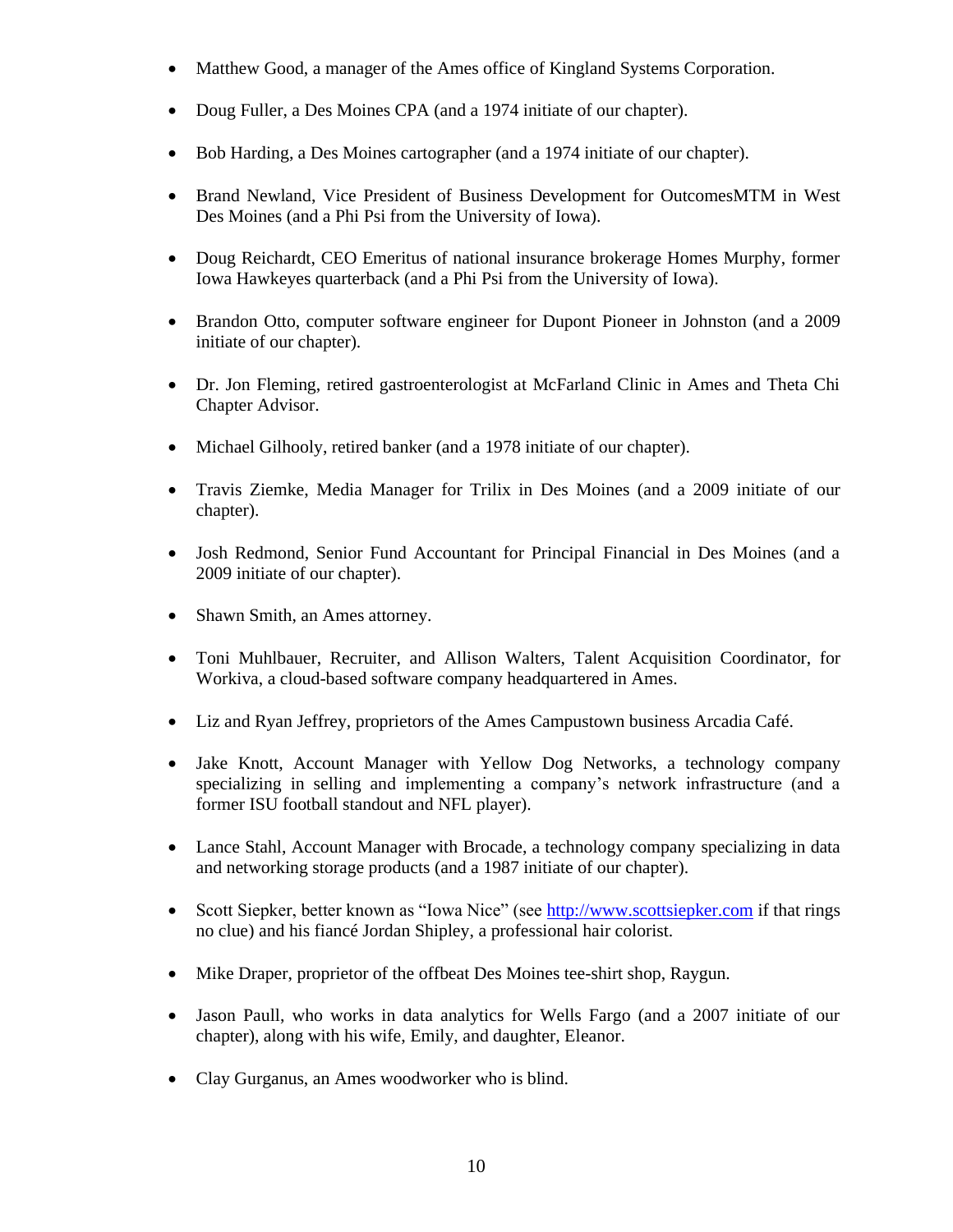- Matthew Good, a manager of the Ames office of Kingland Systems Corporation.
- Doug Fuller, a Des Moines CPA (and a 1974 initiate of our chapter).
- Bob Harding, a Des Moines cartographer (and a 1974 initiate of our chapter).
- Brand Newland, Vice President of Business Development for OutcomesMTM in West Des Moines (and a Phi Psi from the University of Iowa).
- Doug Reichardt, CEO Emeritus of national insurance brokerage Homes Murphy, former Iowa Hawkeyes quarterback (and a Phi Psi from the University of Iowa).
- Brandon Otto, computer software engineer for Dupont Pioneer in Johnston (and a 2009 initiate of our chapter).
- Dr. Jon Fleming, retired gastroenterologist at McFarland Clinic in Ames and Theta Chi Chapter Advisor.
- Michael Gilhooly, retired banker (and a 1978 initiate of our chapter).
- Travis Ziemke, Media Manager for Trilix in Des Moines (and a 2009 initiate of our chapter).
- Josh Redmond, Senior Fund Accountant for Principal Financial in Des Moines (and a 2009 initiate of our chapter).
- Shawn Smith, an Ames attorney.
- Toni Muhlbauer, Recruiter, and Allison Walters, Talent Acquisition Coordinator, for Workiva, a cloud-based software company headquartered in Ames.
- Liz and Ryan Jeffrey, proprietors of the Ames Campustown business Arcadia Café.
- Jake Knott, Account Manager with Yellow Dog Networks, a technology company specializing in selling and implementing a company's network infrastructure (and a former ISU football standout and NFL player).
- Lance Stahl, Account Manager with Brocade, a technology company specializing in data and networking storage products (and a 1987 initiate of our chapter).
- Scott Siepker, better known as "Iowa Nice" (see http://www.scottsiepker.com if that rings no clue) and his fiancé Jordan Shipley, a professional hair colorist.
- Mike Draper, proprietor of the offbeat Des Moines tee-shirt shop, Raygun.
- Jason Paull, who works in data analytics for Wells Fargo (and a 2007 initiate of our chapter), along with his wife, Emily, and daughter, Eleanor.
- Clay Gurganus, an Ames woodworker who is blind.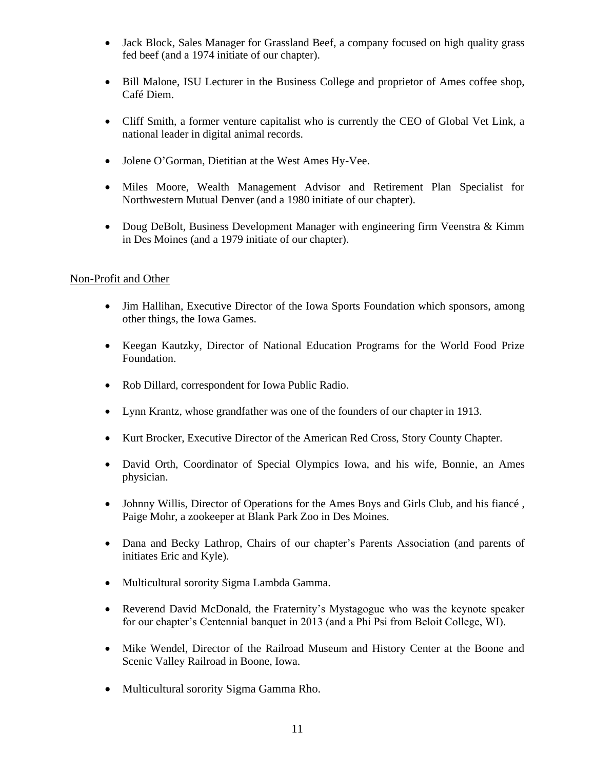- Jack Block, Sales Manager for Grassland Beef, a company focused on high quality grass fed beef (and a 1974 initiate of our chapter).
- Bill Malone, ISU Lecturer in the Business College and proprietor of Ames coffee shop, Café Diem.
- Cliff Smith, a former venture capitalist who is currently the CEO of Global Vet Link, a national leader in digital animal records.
- Jolene O'Gorman, Dietitian at the West Ames Hy-Vee.
- Miles Moore, Wealth Management Advisor and Retirement Plan Specialist for Northwestern Mutual Denver (and a 1980 initiate of our chapter).
- Doug DeBolt, Business Development Manager with engineering firm Veenstra & Kimm in Des Moines (and a 1979 initiate of our chapter).

Non-Profit and Other

- Jim Hallihan, Executive Director of the Iowa Sports Foundation which sponsors, among other things, the Iowa Games.
- Keegan Kautzky, Director of National Education Programs for the World Food Prize Foundation.
- Rob Dillard, correspondent for Iowa Public Radio.
- Lynn Krantz, whose grandfather was one of the founders of our chapter in 1913.
- Kurt Brocker, Executive Director of the American Red Cross, Story County Chapter.
- David Orth, Coordinator of Special Olympics Iowa, and his wife, Bonnie, an Ames physician.
- Johnny Willis, Director of Operations for the Ames Boys and Girls Club, and his fiancé , Paige Mohr, a zookeeper at Blank Park Zoo in Des Moines.
- Dana and Becky Lathrop, Chairs of our chapter's Parents Association (and parents of initiates Eric and Kyle).
- Multicultural sorority Sigma Lambda Gamma.
- Reverend David McDonald, the Fraternity's Mystagogue who was the keynote speaker for our chapter's Centennial banquet in 2013 (and a Phi Psi from Beloit College, WI).
- Mike Wendel, Director of the Railroad Museum and History Center at the Boone and Scenic Valley Railroad in Boone, Iowa.
- Multicultural sorority Sigma Gamma Rho.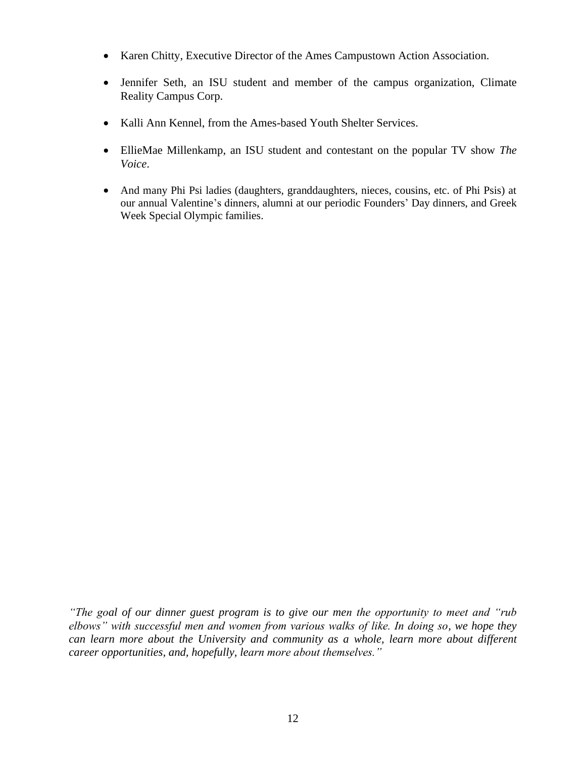- Karen Chitty, Executive Director of the Ames Campustown Action Association.
- Jennifer Seth, an ISU student and member of the campus organization, Climate Reality Campus Corp.
- Kalli Ann Kennel, from the Ames-based Youth Shelter Services.
- EllieMae Millenkamp, an ISU student and contestant on the popular TV show *The Voice*.
- And many Phi Psi ladies (daughters, granddaughters, nieces, cousins, etc. of Phi Psis) at our annual Valentine's dinners, alumni at our periodic Founders' Day dinners, and Greek Week Special Olympic families.

*"The goal of our dinner guest program is to give our men the opportunity to meet and "rub elbows" with successful men and women from various walks of like. In doing so, we hope they can learn more about the University and community as a whole, learn more about different career opportunities, and, hopefully, learn more about themselves."*